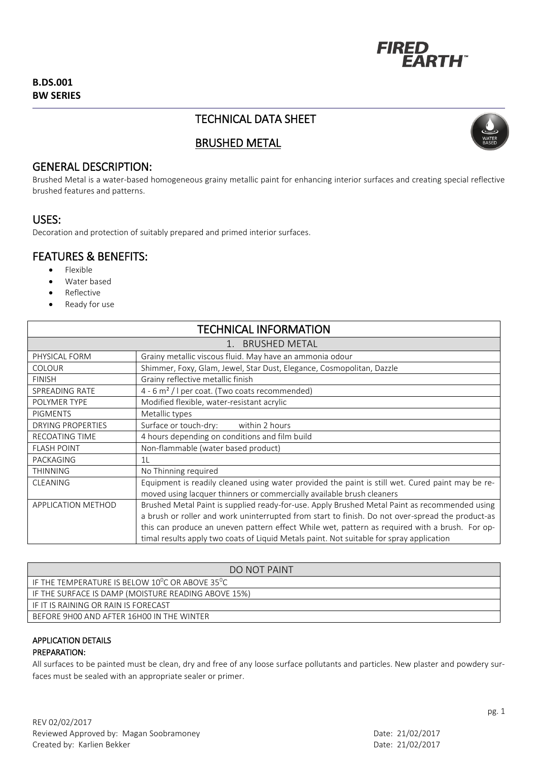**B.DS.001**
**BW SERIES**

# TECHNICAL DATA SHEET

## BRUSHED METAL

## GENERAL DESCRIPTION:

Brushed Metal is a water-based homogeneous grainy metallic paint for enhancing interior surfaces and creating special reflective brushed features and patterns.

## USES:

Decoration and protection of suitably prepared and primed interior surfaces.

## FEATURES & BENEFITS:

- Flexible
- Water based
- Reflective
- Ready for use

| TECHNICAL INFORMATION | |
|---|---|
| 1. BRUSHED METAL | |
| PHYSICAL FORM | Grainy metallic viscous fluid. May have an ammonia odour |
| COLOUR | Shimmer, Foxy, Glam, Jewel, Star Dust, Elegance, Cosmopolitan, Dazzle |
| FINISH | Grainy reflective metallic finish |
| SPREADING RATE | 4 - 6 m² / l per coat. (Two coats recommended) |
| POLYMER TYPE | Modified flexible, water-resistant acrylic |
| PIGMENTS | Metallic types |
| DRYING PROPERTIES | Surface or touch-dry: within 2 hours |
| RECOATING TIME | 4 hours depending on conditions and film build |
| FLASH POINT | Non-flammable (water based product) |
| PACKAGING | 1L |
| THINNING | No Thinning required |
| CLEANING | Equipment is readily cleaned using water provided the paint is still wet. Cured paint may be removed using lacquer thinners or commercially available brush cleaners |
| APPLICATION METHOD | Brushed Metal Paint is supplied ready-for-use. Apply Brushed Metal Paint as recommended using a brush or roller and work uninterrupted from start to finish. Do not over-spread the product-as this can produce an uneven pattern effect While wet, pattern as required with a brush. For optimal results apply two coats of Liquid Metals paint. Not suitable for spray application |

| DO NOT PAINT |
|---|
| IF THE TEMPERATURE IS BELOW 10$^0$C OR ABOVE 35$^0$C |
| IF THE SURFACE IS DAMP (MOISTURE READING ABOVE 15%) |
| IF IT IS RAINING OR RAIN IS FORECAST |
| BEFORE 9H00 AND AFTER 16H00 IN THE WINTER |

### APPLICATION DETAILS

#### PREPARATION:

All surfaces to be painted must be clean, dry and free of any loose surface pollutants and particles. New plaster and powdery surfaces must be sealed with an appropriate sealer or primer.

REV 02/02/2017
Reviewed Approved by: Magan Soobramoney Date: 21/02/2017
Created by: Karlien Bekker Date: 21/02/2017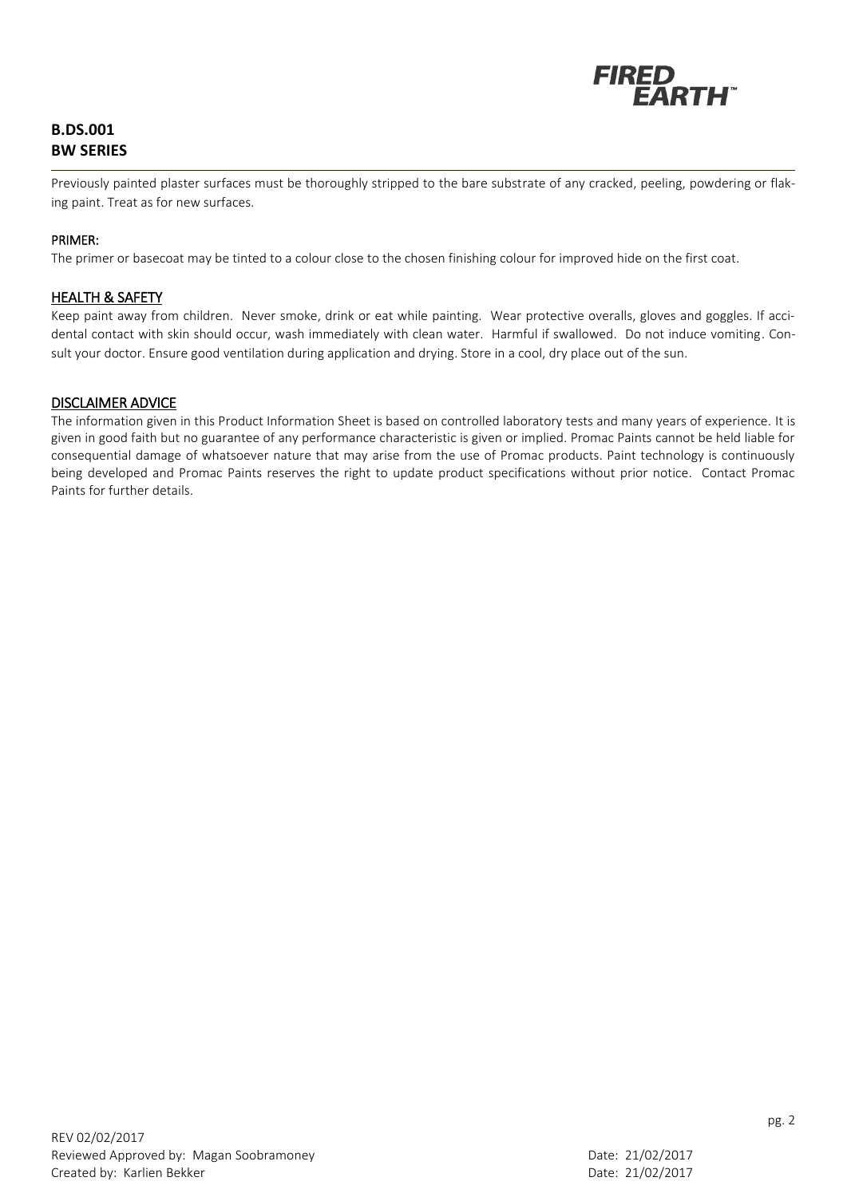## B.DS.001
## BW SERIES

Previously painted plaster surfaces must be thoroughly stripped to the bare substrate of any cracked, peeling, powdering or flaking paint. Treat as for new surfaces.

**PRIMER:**

The primer or basecoat may be tinted to a colour close to the chosen finishing colour for improved hide on the first coat.

### HEALTH & SAFETY

Keep paint away from children. Never smoke, drink or eat while painting. Wear protective overalls, gloves and goggles. If accidental contact with skin should occur, wash immediately with clean water. Harmful if swallowed. Do not induce vomiting. Consult your doctor. Ensure good ventilation during application and drying. Store in a cool, dry place out of the sun.

### DISCLAIMER ADVICE

The information given in this Product Information Sheet is based on controlled laboratory tests and many years of experience. It is given in good faith but no guarantee of any performance characteristic is given or implied. Promac Paints cannot be held liable for consequential damage of whatsoever nature that may arise from the use of Promac products. Paint technology is continuously being developed and Promac Paints reserves the right to update product specifications without prior notice. Contact Promac Paints for further details.

REV 02/02/2017
Reviewed Approved by: Magan Soobramoney Date: 21/02/2017
Created by: Karlien Bekker Date: 21/02/2017